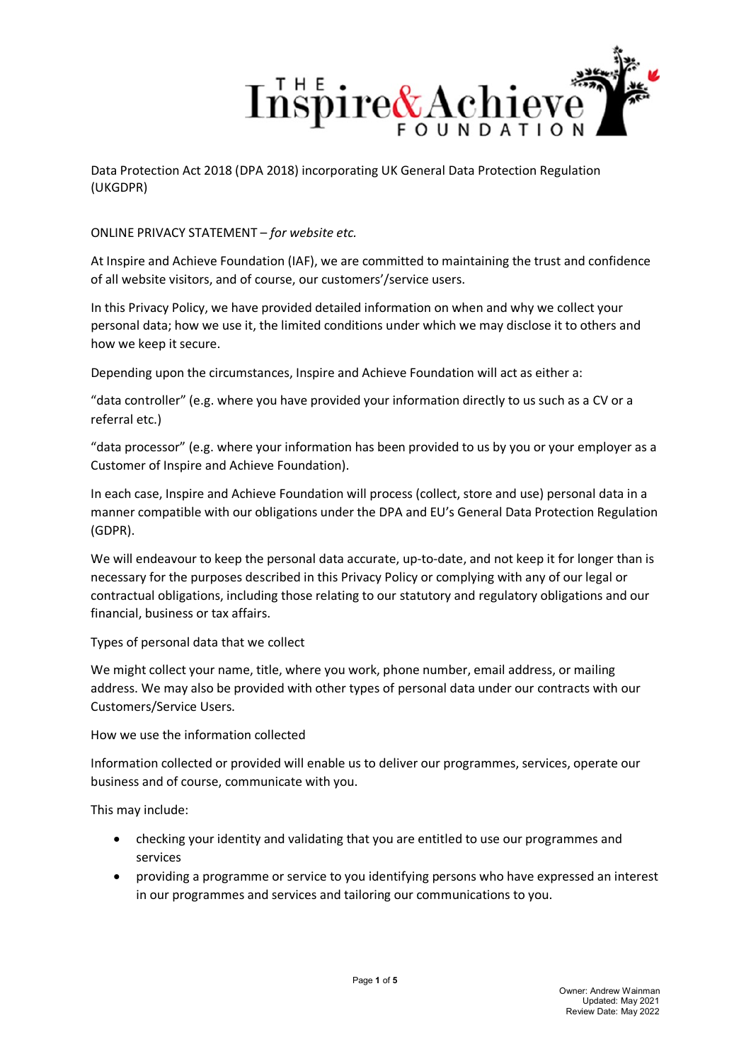Data Protection Act 2018 (DPA 2018) incorporating UK General Data Protection Regulation (UKGDPR)

ONLINE PRIVACY STATEMENT – *for website etc.*

At Inspire and Achieve Foundation (IAF), we are committed to maintaining the trust and confidence of all website visitors, and of course, our customers'/service users.

In this Privacy Policy, we have provided detailed information on when and why we collect your personal data; how we use it, the limited conditions under which we may disclose it to others and how we keep it secure.

Depending upon the circumstances, Inspire and Achieve Foundation will act as either a:

"data controller" (e.g. where you have provided your information directly to us such as a CV or a referral etc.)

"data processor" (e.g. where your information has been provided to us by you or your employer as a Customer of Inspire and Achieve Foundation).

In each case, Inspire and Achieve Foundation will process (collect, store and use) personal data in a manner compatible with our obligations under the DPA and EU's General Data Protection Regulation (GDPR).

We will endeavour to keep the personal data accurate, up-to-date, and not keep it for longer than is necessary for the purposes described in this Privacy Policy or complying with any of our legal or contractual obligations, including those relating to our statutory and regulatory obligations and our financial, business or tax affairs.

Types of personal data that we collect

We might collect your name, title, where you work, phone number, email address, or mailing address. We may also be provided with other types of personal data under our contracts with our Customers/Service Users.

How we use the information collected

Information collected or provided will enable us to deliver our programmes, services, operate our business and of course, communicate with you.

This may include:

- checking your identity and validating that you are entitled to use our programmes and services
- providing a programme or service to you identifying persons who have expressed an interest in our programmes and services and tailoring our communications to you.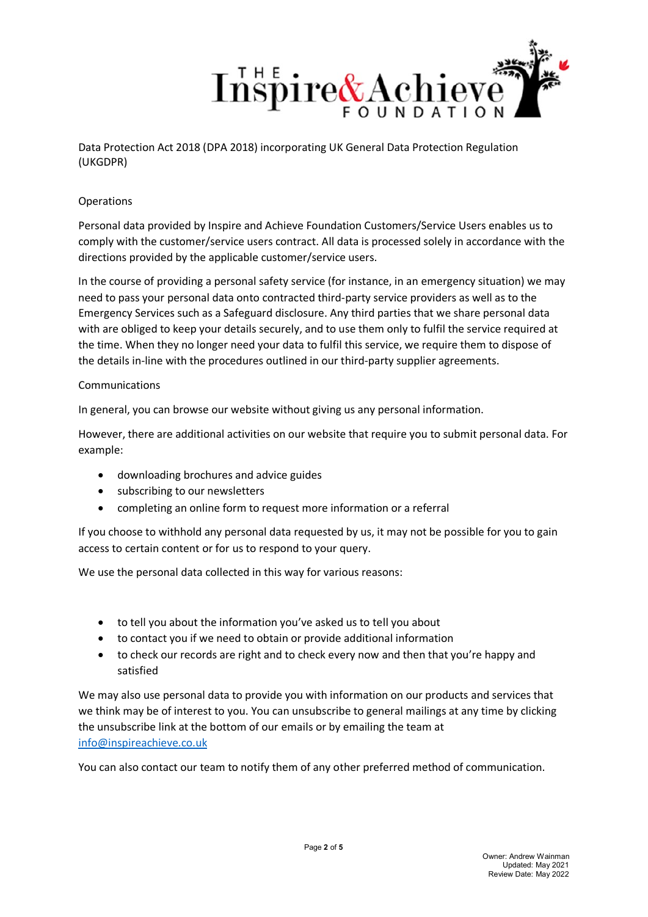Data Protection Act 2018 (DPA 2018) incorporating UK General Data Protection Regulation (UKGDPR)

## Operations

Personal data provided by Inspire and Achieve Foundation Customers/Service Users enables us to comply with the customer/service users contract. All data is processed solely in accordance with the directions provided by the applicable customer/service users.

In the course of providing a personal safety service (for instance, in an emergency situation) we may need to pass your personal data onto contracted third-party service providers as well as to the Emergency Services such as a Safeguard disclosure. Any third parties that we share personal data with are obliged to keep your details securely, and to use them only to fulfil the service required at the time. When they no longer need your data to fulfil this service, we require them to dispose of the details in-line with the procedures outlined in our third-party supplier agreements.

## Communications

In general, you can browse our website without giving us any personal information.

However, there are additional activities on our website that require you to submit personal data. For example:

- downloading brochures and advice guides
- subscribing to our newsletters
- completing an online form to request more information or a referral

If you choose to withhold any personal data requested by us, it may not be possible for you to gain access to certain content or for us to respond to your query.

We use the personal data collected in this way for various reasons:

- to tell you about the information you've asked us to tell you about
- to contact you if we need to obtain or provide additional information
- to check our records are right and to check every now and then that you're happy and satisfied

We may also use personal data to provide you with information on our products and services that we think may be of interest to you. You can unsubscribe to general mailings at any time by clicking the unsubscribe link at the bottom of our emails or by emailing the team at info@inspireachieve.co.uk

You can also contact our team to notify them of any other preferred method of communication.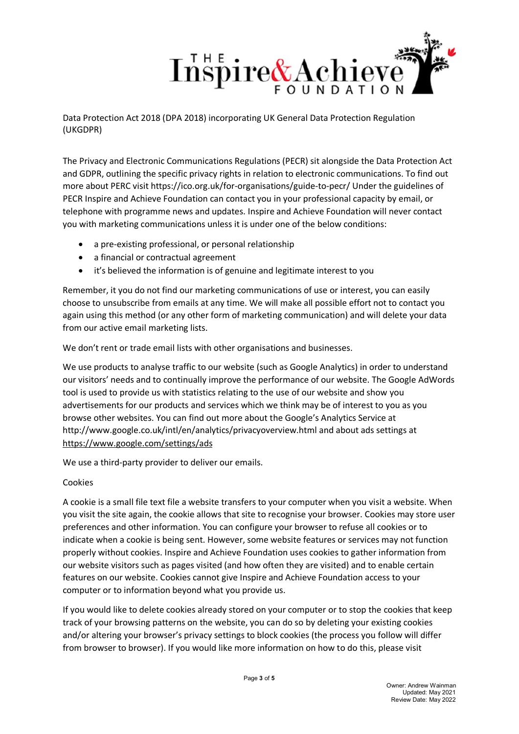Data Protection Act 2018 (DPA 2018) incorporating UK General Data Protection Regulation (UKGDPR)

The Privacy and Electronic Communications Regulations (PECR) sit alongside the Data Protection Act and GDPR, outlining the specific privacy rights in relation to electronic communications. To find out more about PERC visit https://ico.org.uk/for-organisations/guide-to-pecr/ Under the guidelines of PECR Inspire and Achieve Foundation can contact you in your professional capacity by email, or telephone with programme news and updates. Inspire and Achieve Foundation will never contact you with marketing communications unless it is under one of the below conditions:

- a pre-existing professional, or personal relationship
- a financial or contractual agreement
- it's believed the information is of genuine and legitimate interest to you

Remember, it you do not find our marketing communications of use or interest, you can easily choose to unsubscribe from emails at any time. We will make all possible effort not to contact you again using this method (or any other form of marketing communication) and will delete your data from our active email marketing lists.

We don't rent or trade email lists with other organisations and businesses.

We use products to analyse traffic to our website (such as Google Analytics) in order to understand our visitors' needs and to continually improve the performance of our website. The Google AdWords tool is used to provide us with statistics relating to the use of our website and show you advertisements for our products and services which we think may be of interest to you as you browse other websites. You can find out more about the Google's Analytics Service at http://www.google.co.uk/intl/en/analytics/privacyoverview.html and about ads settings at https://www.google.com/settings/ads

We use a third-party provider to deliver our emails.

Cookies

A cookie is a small file text file a website transfers to your computer when you visit a website. When you visit the site again, the cookie allows that site to recognise your browser. Cookies may store user preferences and other information. You can configure your browser to refuse all cookies or to indicate when a cookie is being sent. However, some website features or services may not function properly without cookies. Inspire and Achieve Foundation uses cookies to gather information from our website visitors such as pages visited (and how often they are visited) and to enable certain features on our website. Cookies cannot give Inspire and Achieve Foundation access to your computer or to information beyond what you provide us.

If you would like to delete cookies already stored on your computer or to stop the cookies that keep track of your browsing patterns on the website, you can do so by deleting your existing cookies and/or altering your browser's privacy settings to block cookies (the process you follow will differ from browser to browser). If you would like more information on how to do this, please visit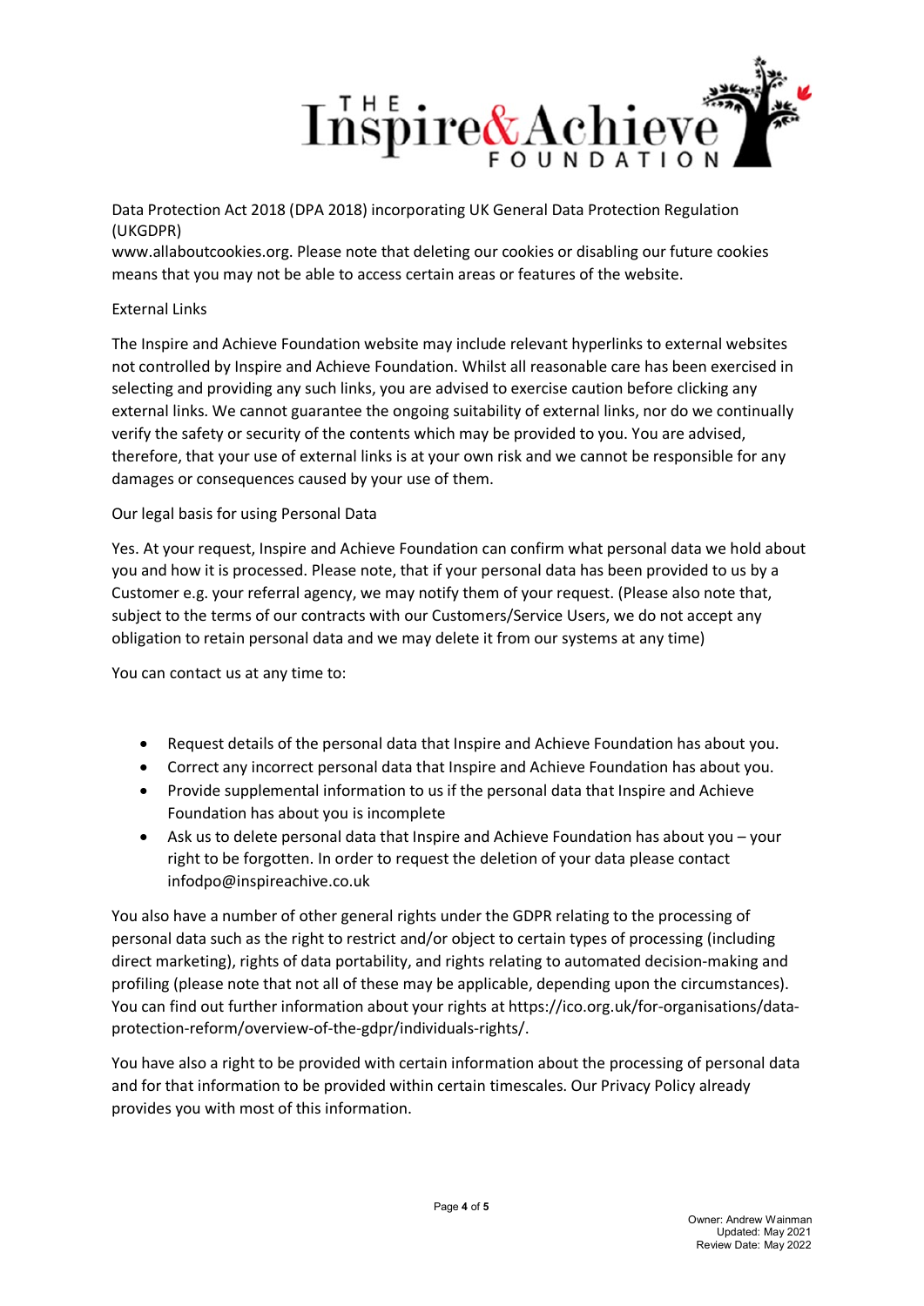Data Protection Act 2018 (DPA 2018) incorporating UK General Data Protection Regulation (UKGDPR)

www.allaboutcookies.org. Please note that deleting our cookies or disabling our future cookies means that you may not be able to access certain areas or features of the website.

## External Links

The Inspire and Achieve Foundation website may include relevant hyperlinks to external websites not controlled by Inspire and Achieve Foundation. Whilst all reasonable care has been exercised in selecting and providing any such links, you are advised to exercise caution before clicking any external links. We cannot guarantee the ongoing suitability of external links, nor do we continually verify the safety or security of the contents which may be provided to you. You are advised, therefore, that your use of external links is at your own risk and we cannot be responsible for any damages or consequences caused by your use of them.

## Our legal basis for using Personal Data

Yes. At your request, Inspire and Achieve Foundation can confirm what personal data we hold about you and how it is processed. Please note, that if your personal data has been provided to us by a Customer e.g. your referral agency, we may notify them of your request. (Please also note that, subject to the terms of our contracts with our Customers/Service Users, we do not accept any obligation to retain personal data and we may delete it from our systems at any time)

You can contact us at any time to:

- Request details of the personal data that Inspire and Achieve Foundation has about you.
- Correct any incorrect personal data that Inspire and Achieve Foundation has about you.
- Provide supplemental information to us if the personal data that Inspire and Achieve Foundation has about you is incomplete
- Ask us to delete personal data that Inspire and Achieve Foundation has about you – your right to be forgotten. In order to request the deletion of your data please contact infodpo@inspireachive.co.uk

You also have a number of other general rights under the GDPR relating to the processing of personal data such as the right to restrict and/or object to certain types of processing (including direct marketing), rights of data portability, and rights relating to automated decision-making and profiling (please note that not all of these may be applicable, depending upon the circumstances). You can find out further information about your rights at https://ico.org.uk/for-organisations/data-protection-reform/overview-of-the-gdpr/individuals-rights/.

You have also a right to be provided with certain information about the processing of personal data and for that information to be provided within certain timescales. Our Privacy Policy already provides you with most of this information.

Owner: Andrew Wainman
Updated: May 2021
Review Date: May 2022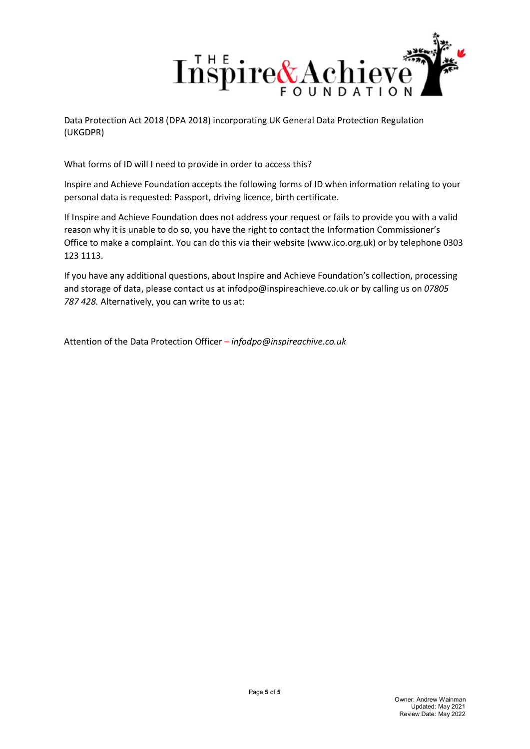Data Protection Act 2018 (DPA 2018) incorporating UK General Data Protection Regulation (UKGDPR)

What forms of ID will I need to provide in order to access this?

Inspire and Achieve Foundation accepts the following forms of ID when information relating to your personal data is requested: Passport, driving licence, birth certificate.

If Inspire and Achieve Foundation does not address your request or fails to provide you with a valid reason why it is unable to do so, you have the right to contact the Information Commissioner's Office to make a complaint. You can do this via their website (www.ico.org.uk) or by telephone 0303 123 1113.

If you have any additional questions, about Inspire and Achieve Foundation's collection, processing and storage of data, please contact us at infodpo@inspireachieve.co.uk or by calling us on *07805 787 428.* Alternatively, you can write to us at:

Attention of the Data Protection Officer – *infodpo@inspireachive.co.uk*

Owner: Andrew Wainman
Updated: May 2021
Review Date: May 2022